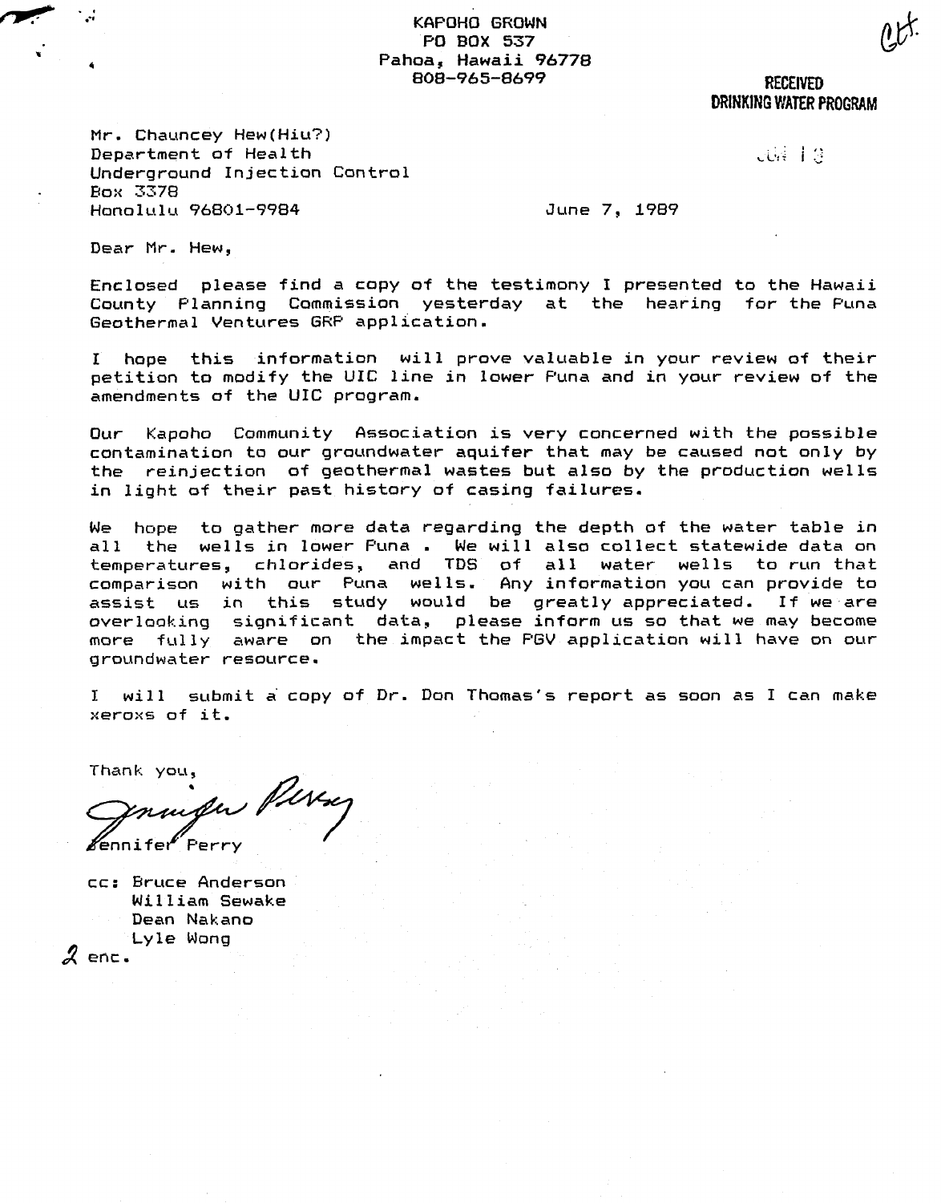KAPOHO GROWN
PO BOX 537
Pahoa, Hawaii 96778
808-965-8699

RECEIVED
DRINKING WATER PROGRAM

Mr. Chauncey Hew(Hiu?)
Department of Health
Underground Injection Control
Box 3378
Honolulu 96801-9984

June 7, 1989

Dear Mr. Hew,

Enclosed please find a copy of the testimony I presented to the Hawaii County Planning Commission yesterday at the hearing for the Puna Geothermal Ventures GRP application.

I hope this information will prove valuable in your review of their petition to modify the UIC line in lower Puna and in your review of the amendments of the UIC program.

Our Kapoho Community Association is very concerned with the possible contamination to our groundwater aquifer that may be caused not only by the reinjection of geothermal wastes but also by the production wells in light of their past history of casing failures.

We hope to gather more data regarding the depth of the water table in all the wells in lower Puna . We will also collect statewide data on temperatures, chlorides, and TDS of all water wells to run that comparison with our Puna wells. Any information you can provide to assist us in this study would be greatly appreciated. If we are overlooking significant data, please inform us so that we may become more fully aware on the impact the PGV application will have on our groundwater resource.

I will submit a copy of Dr. Don Thomas's report as soon as I can make xeroxs of it.

Thank you,

Jennifer Perry

cc: Bruce Anderson
William Sewake
Dean Nakano
Lyle Wong

2 enc.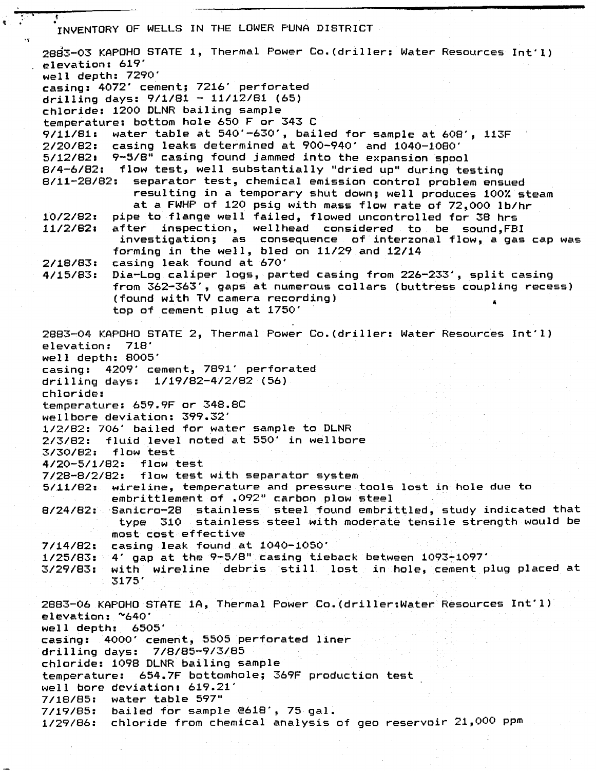# INVENTORY OF WELLS IN THE LOWER PUNA DISTRICT

## 2883-03 KAPOHO STATE 1, Thermal Power Co.(driller: Water Resources Int'l)

elevation: 619'
well depth: 7290'
casing: 4072' cement; 7216' perforated
drilling days: 9/1/81 - 11/12/81 (65)
chloride: 1200 DLNR bailing sample
temperature: bottom hole 650 F or 343 C

- 9/11/81: water table at 540'-630', bailed for sample at 608', 113F
- 2/20/82: casing leaks determined at 900-940' and 1040-1080'
- 5/12/82: 9-5/8" casing found jammed into the expansion spool
- 8/4-6/82: flow test, well substantially "dried up" during testing
- 8/11-28/82: separator test, chemical emission control problem ensued resulting in a temporary shut down; well produces 100% steam at a FWHP of 120 psig with mass flow rate of 72,000 lb/hr
- 10/2/82: pipe to flange well failed, flowed uncontrolled for 38 hrs
- 11/2/82: after inspection, wellhead considered to be sound,FBI investigation; as consequence of interzonal flow, a gas cap was forming in the well, bled on 11/29 and 12/14
- 2/18/83: casing leak found at 670'
- 4/15/83: Dia-Log caliper logs, parted casing from 226-233', split casing from 362-363', gaps at numerous collars (buttress coupling recess) (found with TV camera recording) top of cement plug at 1750'

## 2883-04 KAPOHO STATE 2, Thermal Power Co.(driller: Water Resources Int'l)

elevation: 718'
well depth: 8005'
casing: 4209' cement, 7891' perforated
drilling days: 1/19/82-4/2/82 (56)
chloride:
temperature: 659.9F or 348.8C
wellbore deviation: 399.32'

- 1/2/82: 706' bailed for water sample to DLNR
- 2/3/82: fluid level noted at 550' in wellbore
- 3/30/82: flow test
- 4/20-5/1/82: flow test
- 7/28-8/2/82: flow test with separator system
- 5/11/82: wireline, temperature and pressure tools lost in hole due to embrittlement of .092" carbon plow steel
- 8/24/82: Sanicro-28 stainless steel found embrittled, study indicated that type 310 stainless steel with moderate tensile strength would be most cost effective
- 7/14/82: casing leak found at 1040-1050'
- 1/25/83: 4' gap at the 9-5/8" casing tieback between 1093-1097'
- 3/29/83: with wireline debris still lost in hole, cement plug placed at 3175'

## 2883-06 KAPOHO STATE 1A, Thermal Power Co.(driller:Water Resources Int'l)

elevation: ~640'
well depth: 6505'
casing: 4000' cement, 5505 perforated liner
drilling days: 7/8/85-9/3/85
chloride: 1098 DLNR bailing sample
temperature: 654.7F bottomhole; 369F production test
well bore deviation: 619.21'

- 7/18/85: water table 597"
- 7/19/85: bailed for sample @618', 75 gal.
- 1/29/86: chloride from chemical analysis of geo reservoir 21,000 ppm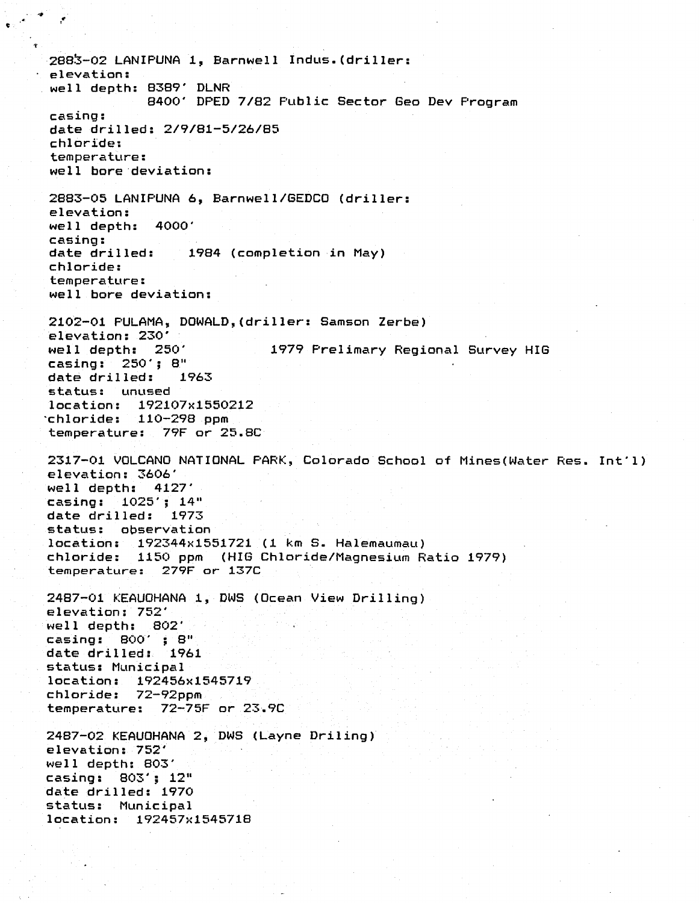2883-02 LANIPUNA 1, Barnwell Indus.(driller:
elevation:
well depth: 8389' DLNR
            8400' DPED 7/82 Public Sector Geo Dev Program
casing:
date drilled: 2/9/81-5/26/85
chloride:
temperature:
well bore deviation:

2883-05 LANIPUNA 6, Barnwell/GEDCO (driller:
elevation:
well depth: 4000'
casing:
date drilled: 1984 (completion in May)
chloride:
temperature:
well bore deviation:

2102-01 PULAMA, DOWALD,(driller: Samson Zerbe)
elevation: 230'
well depth: 250'          1979 Prelimary Regional Survey HIG
casing: 250'; 8"
date drilled: 1963
status: unused
location: 192107x1550212
chloride: 110-298 ppm
temperature: 79F or 25.8C

2317-01 VOLCANO NATIONAL PARK, Colorado School of Mines(Water Res. Int'l)
elevation: 3606'
well depth: 4127'
casing: 1025'; 14"
date drilled: 1973
status: observation
location: 192344x1551721 (1 km S. Halemaumau)
chloride: 1150 ppm (HIG Chloride/Magnesium Ratio 1979)
temperature: 279F or 137C

2487-01 KEAUOHANA 1, DWS (Ocean View Drilling)
elevation: 752'
well depth: 802'
casing: 800' ; 8"
date drilled: 1961
status: Municipal
location: 192456x1545719
chloride: 72-92ppm
temperature: 72-75F or 23.9C

2487-02 KEAUOHANA 2, DWS (Layne Driling)
elevation: 752'
well depth: 803'
casing: 803'; 12"
date drilled: 1970
status: Municipal
location: 192457x1545718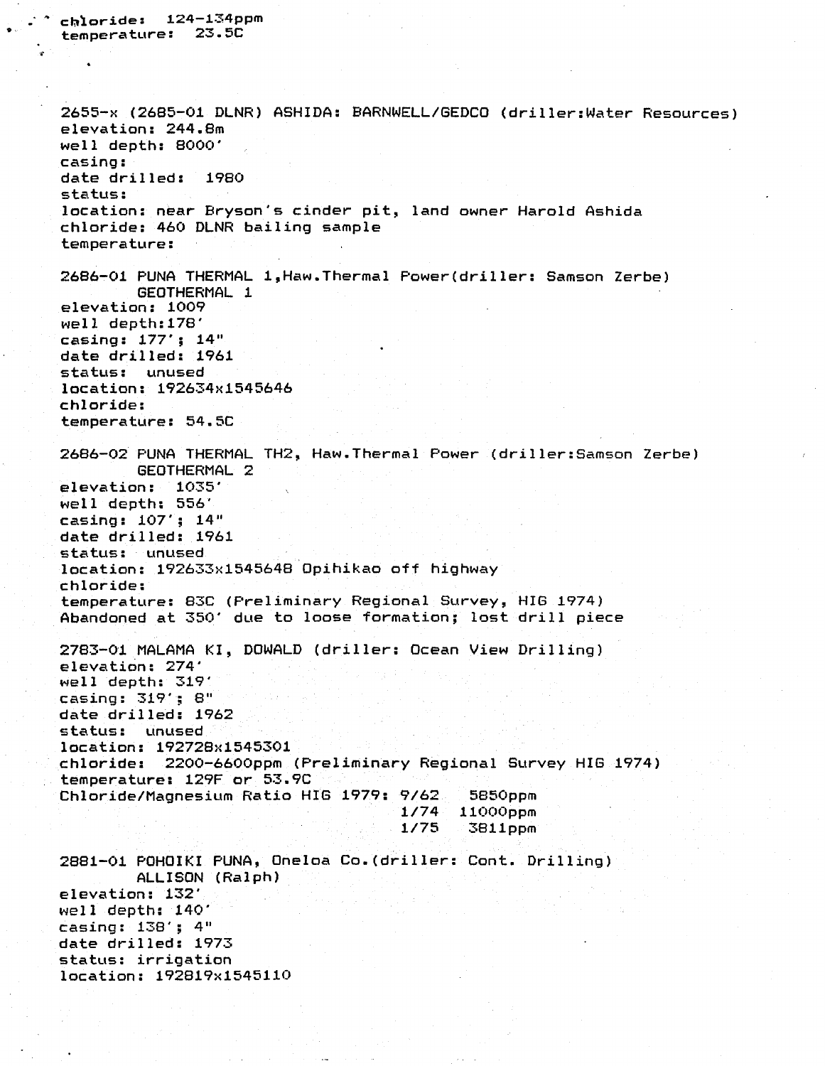chloride: 124-134ppm
temperature: 23.5C

2655-x (2685-01 DLNR) ASHIDA: BARNWELL/GEDCO (driller:Water Resources)
elevation: 244.8m
well depth: 8000'
casing:
date drilled: 1980
status:
location: near Bryson's cinder pit, land owner Harold Ashida
chloride: 460 DLNR bailing sample
temperature:

2686-01 PUNA THERMAL 1,Haw.Thermal Power(driller: Samson Zerbe)
GEOTHERMAL 1
elevation: 1009
well depth:178'
casing: 177'; 14"
date drilled: 1961
status: unused
location: 192634x1545646
chloride:
temperature: 54.5C

2686-02 PUNA THERMAL TH2, Haw.Thermal Power (driller:Samson Zerbe)
GEOTHERMAL 2
elevation: 1035'
well depth: 556'
casing: 107'; 14"
date drilled: 1961
status: unused
location: 192633x1545648 Opihikao off highway
chloride:
temperature: 83C (Preliminary Regional Survey, HIG 1974)
Abandoned at 350' due to loose formation; lost drill piece

2783-01 MALAMA KI, DOWALD (driller: Ocean View Drilling)
elevation: 274'
well depth: 319'
casing: 319'; 8"
date drilled: 1962
status: unused
location: 192728x1545301
chloride: 2200-6600ppm (Preliminary Regional Survey HIG 1974)
temperature: 129F or 53.9C
Chloride/Magnesium Ratio HIG 1979: 9/62 5850ppm
1/74 11000ppm
1/75 3811ppm

2881-01 POHOIKI PUNA, Oneloa Co.(driller: Cont. Drilling)
ALLISON (Ralph)
elevation: 132'
well depth: 140'
casing: 138'; 4"
date drilled: 1973
status: irrigation
location: 192819x1545110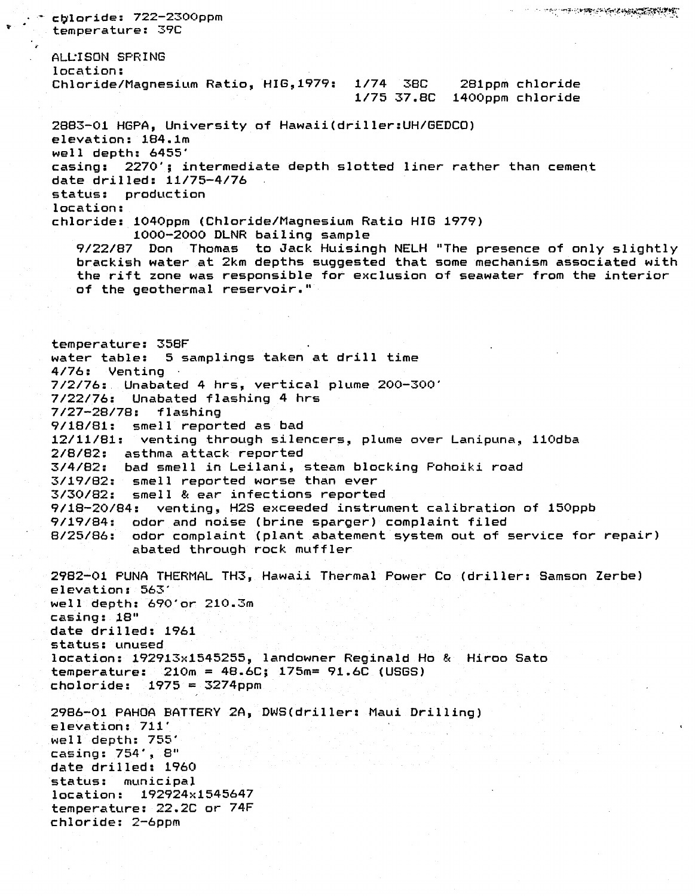chloride: 722-2300ppm
temperature: 39C

ALLISON SPRING
location:
Chloride/Magnesium Ratio, HIG,1979: 1/74 38C 281ppm chloride
1/75 37.8C 1400ppm chloride

2883-01 HGPA, University of Hawaii(driller:UH/GEDCO)
elevation: 184.1m
well depth: 6455'
casing: 2270'; intermediate depth slotted liner rather than cement
date drilled: 11/75-4/76
status: production
location:
chloride: 1040ppm (Chloride/Magnesium Ratio HIG 1979)
1000-2000 DLNR bailing sample
9/22/87 Don Thomas to Jack Huisingh NELH "The presence of only slightly brackish water at 2km depths suggested that some mechanism associated with the rift zone was responsible for exclusion of seawater from the interior of the geothermal reservoir."

temperature: 358F
water table: 5 samplings taken at drill time
4/76: Venting
7/2/76: Unabated 4 hrs, vertical plume 200-300'
7/22/76: Unabated flashing 4 hrs
7/27-28/78: flashing
9/18/81: smell reported as bad
12/11/81: venting through silencers, plume over Lanipuna, 110dba
2/8/82: asthma attack reported
3/4/82: bad smell in Leilani, steam blocking Pohoiki road
3/19/82: smell reported worse than ever
3/30/82: smell & ear infections reported
9/18-20/84: venting, H2S exceeded instrument calibration of 150ppb
9/19/84: odor and noise (brine sparger) complaint filed
8/25/86: odor complaint (plant abatement system out of service for repair) abated through rock muffler

2982-01 PUNA THERMAL TH3, Hawaii Thermal Power Co (driller: Samson Zerbe)
elevation: 563'
well depth: 690'or 210.3m
casing: 18"
date drilled: 1961
status: unused
location: 192913x1545255, landowner Reginald Ho & Hiroo Sato
temperature: 210m = 48.6C; 175m= 91.6C (USGS)
choloride: 1975 = 3274ppm

2986-01 PAHOA BATTERY 2A, DWS(driller: Maui Drilling)
elevation: 711'
well depth: 755'
casing: 754', 8"
date drilled: 1960
status: municipal
location: 192924x1545647
temperature: 22.2C or 74F
chloride: 2-6ppm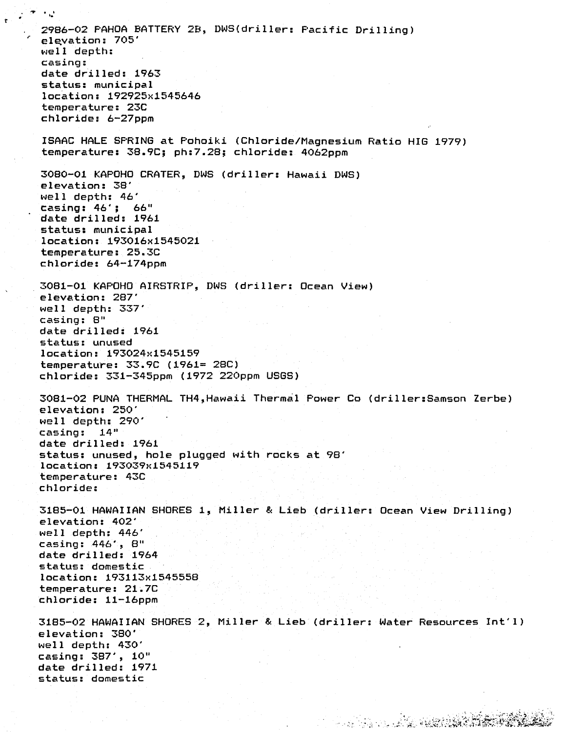2986-02 PAHOA BATTERY 2B, DWS(driller: Pacific Drilling)
elevation: 705'
well depth:
casing:
date drilled: 1963
status: municipal
location: 192925x1545646
temperature: 23C
chloride: 6-27ppm

ISAAC HALE SPRING at Pohoiki (Chloride/Magnesium Ratio HIG 1979)
temperature: 38.9C; ph:7.28; chloride: 4062ppm

3080-01 KAPOHO CRATER, DWS (driller: Hawaii DWS)
elevation: 38'
well depth: 46'
casing: 46'; 66"
date drilled: 1961
status: municipal
location: 193016x1545021
temperature: 25.3C
chloride: 64-174ppm

3081-01 KAPOHO AIRSTRIP, DWS (driller: Ocean View)
elevation: 287'
well depth: 337'
casing: 8"
date drilled: 1961
status: unused
location: 193024x1545159
temperature: 33.9C (1961= 28C)
chloride: 331-345ppm (1972 220ppm USGS)

3081-02 PUNA THERMAL TH4,Hawaii Thermal Power Co (driller:Samson Zerbe)
elevation: 250'
well depth: 290'
casing: 14"
date drilled: 1961
status: unused, hole plugged with rocks at 98'
location: 193039x1545119
temperature: 43C
chloride:

3185-01 HAWAIIAN SHORES 1, Miller & Lieb (driller: Ocean View Drilling)
elevation: 402'
well depth: 446'
casing: 446', 8"
date drilled: 1964
status: domestic
location: 193113x1545558
temperature: 21.7C
chloride: 11-16ppm

3185-02 HAWAIIAN SHORES 2, Miller & Lieb (driller: Water Resources Int'l)
elevation: 380'
well depth: 430'
casing: 387', 10"
date drilled: 1971
status: domestic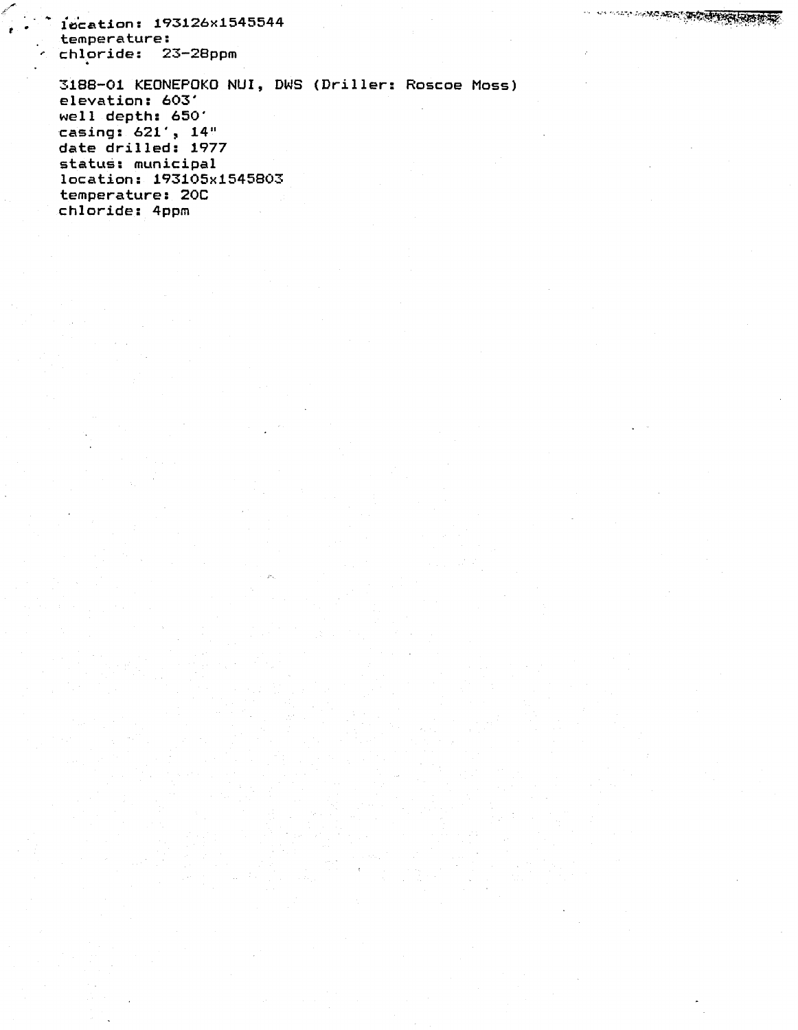location: 193126x1545544
temperature:
chloride:  23-28ppm

3188-01 KEONEPOKO NUI, DWS (Driller: Roscoe Moss)
elevation: 603'
well depth: 650'
casing: 621', 14"
date drilled: 1977
status: municipal
location: 193105x1545803
temperature: 20C
chloride: 4ppm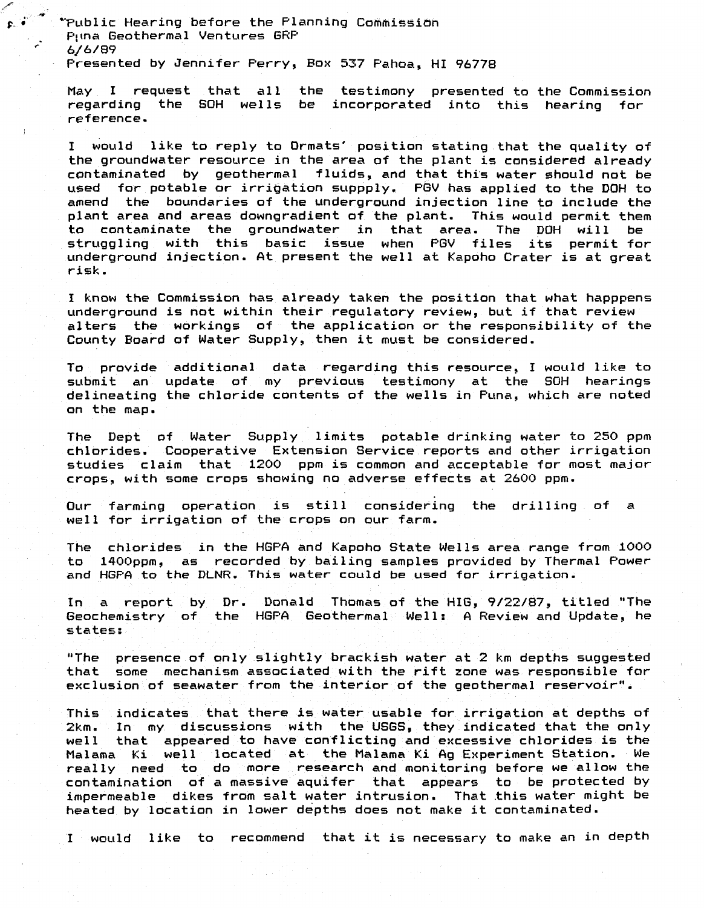"Public Hearing before the Planning Commission
Puna Geothermal Ventures GRP
6/6/89
Presented by Jennifer Perry, Box 537 Pahoa, HI 96778

May I request that all the testimony presented to the Commission regarding the SOH wells be incorporated into this hearing for reference.

I would like to reply to Ormats' position stating that the quality of the groundwater resource in the area of the plant is considered already contaminated by geothermal fluids, and that this water should not be used for potable or irrigation suppply. PGV has applied to the DOH to amend the boundaries of the underground injection line to include the plant area and areas downgradient of the plant. This would permit them to contaminate the groundwater in that area. The DOH will be struggling with this basic issue when PGV files its permit for underground injection. At present the well at Kapoho Crater is at great risk.

I know the Commission has already taken the position that what happpens underground is not within their regulatory review, but if that review alters the workings of the application or the responsibility of the County Board of Water Supply, then it must be considered.

To provide additional data regarding this resource, I would like to submit an update of my previous testimony at the SOH hearings delineating the chloride contents of the wells in Puna, which are noted on the map.

The Dept of Water Supply limits potable drinking water to 250 ppm chlorides. Cooperative Extension Service reports and other irrigation studies claim that 1200 ppm is common and acceptable for most major crops, with some crops showing no adverse effects at 2600 ppm.

Our farming operation is still considering the drilling of a well for irrigation of the crops on our farm.

The chlorides in the HGPA and Kapoho State Wells area range from 1000 to 1400ppm, as recorded by bailing samples provided by Thermal Power and HGPA to the DLNR. This water could be used for irrigation.

In a report by Dr. Donald Thomas of the HIG, 9/22/87, titled "The Geochemistry of the HGPA Geothermal Well: A Review and Update, he states:

"The presence of only slightly brackish water at 2 km depths suggested that some mechanism associated with the rift zone was responsible for exclusion of seawater from the interior of the geothermal reservoir".

This indicates that there is water usable for irrigation at depths of 2km. In my discussions with the USGS, they indicated that the only well that appeared to have conflicting and excessive chlorides is the Malama Ki well located at the Malama Ki Ag Experiment Station. We really need to do more research and monitoring before we allow the contamination of a massive aquifer that appears to be protected by impermeable dikes from salt water intrusion. That this water might be heated by location in lower depths does not make it contaminated.

I would like to recommend that it is necessary to make an in depth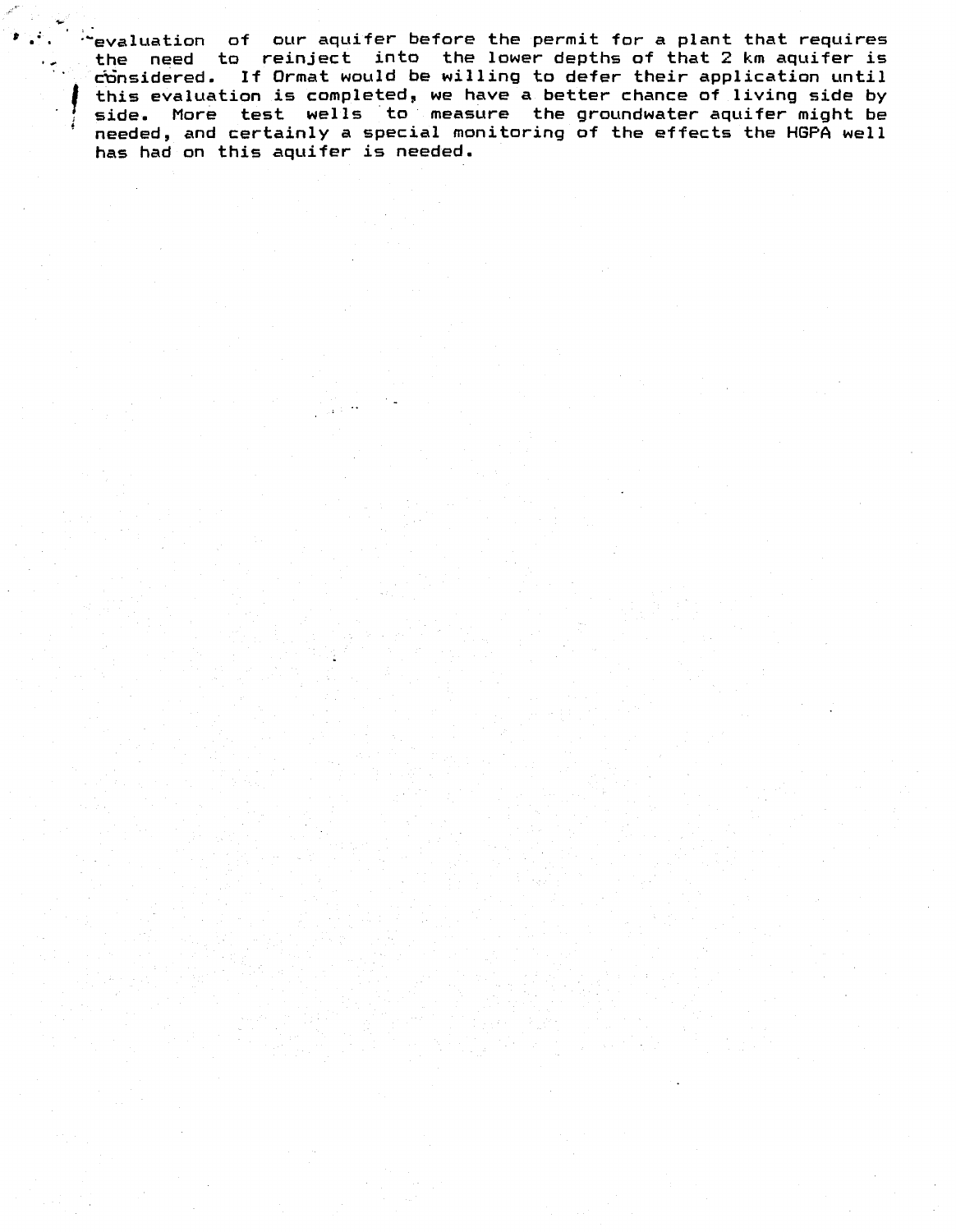evaluation of our aquifer before the permit for a plant that requires the need to reinject into the lower depths of that 2 km aquifer is considered. If Ormat would be willing to defer their application until this evaluation is completed, we have a better chance of living side by side. More test wells to measure the groundwater aquifer might be needed, and certainly a special monitoring of the effects the HGPA well has had on this aquifer is needed.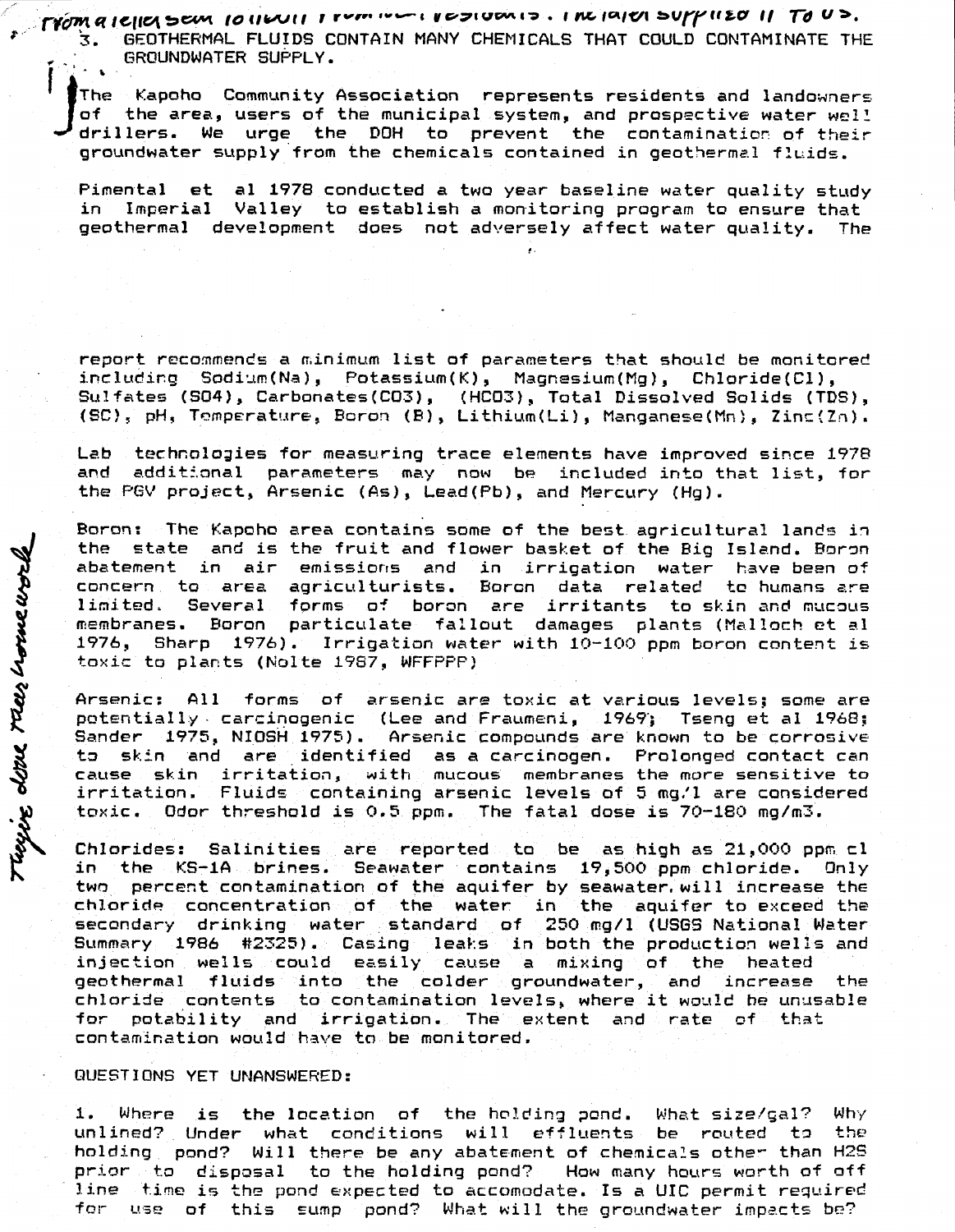From a letter sent to HWN From residents. The later supplied it to us.

3. GEOTHERMAL FLUIDS CONTAIN MANY CHEMICALS THAT COULD CONTAMINATE THE GROUNDWATER SUPPLY.

The Kapoho Community Association represents residents and landowners of the area, users of the municipal system, and prospective water well drillers. We urge the DOH to prevent the contamination of their groundwater supply from the chemicals contained in geothermal fluids.

Pimental et al 1978 conducted a two year baseline water quality study in Imperial Valley to establish a monitoring program to ensure that geothermal development does not adversely affect water quality. The report recommends a minimum list of parameters that should be monitored including Sodium(Na), Potassium(K), Magnesium(Mg), Chloride(Cl), Sulfates (SO4), Carbonates(CO3), (HCO3), Total Dissolved Solids (TDS), (SC), pH, Temperature, Boron (B), Lithium(Li), Manganese(Mn), Zinc(Zn).

Lab technologies for measuring trace elements have improved since 1978 and additional parameters may now be included into that list, for the PGV project, Arsenic (As), Lead(Pb), and Mercury (Hg).

Boron: The Kapoho area contains some of the best agricultural lands in the state and is the fruit and flower basket of the Big Island. Boron abatement in air emissions and in irrigation water have been of concern to area agriculturists. Boron data related to humans are limited. Several forms of boron are irritants to skin and mucous membranes. Boron particulate fallout damages plants (Malloch et al 1976, Sharp 1976). Irrigation water with 10-100 ppm boron content is toxic to plants (Nolte 1987, WFFPPP)

Arsenic: All forms of arsenic are toxic at various levels; some are potentially carcinogenic (Lee and Fraumeni, 1969; Tseng et al 1968; Sander 1975, NIOSH 1975). Arsenic compounds are known to be corrosive to skin and are identified as a carcinogen. Prolonged contact can cause skin irritation, with mucous membranes the more sensitive to irritation. Fluids containing arsenic levels of 5 mg/l are considered toxic. Odor threshold is 0.5 ppm. The fatal dose is 70-180 mg/m3.

Chlorides: Salinities are reported to be as high as 21,000 ppm cl in the KS-1A brines. Seawater contains 19,500 ppm chloride. Only two percent contamination of the aquifer by seawater will increase the chloride concentration of the water in the aquifer to exceed the secondary drinking water standard of 250 mg/l (USGS National Water Summary 1986 #2325). Casing leaks in both the production wells and injection wells could easily cause a mixing of the heated geothermal fluids into the colder groundwater, and increase the chloride contents to contamination levels, where it would be unusable for potability and irrigation. The extent and rate of that contamination would have to be monitored.

They've done their homework

QUESTIONS YET UNANSWERED:

1. Where is the location of the holding pond. What size/gal? Why unlined? Under what conditions will effluents be routed to the holding pond? Will there be any abatement of chemicals other than H2S prior to disposal to the holding pond? How many hours worth of off line time is the pond expected to accomodate. Is a UIC permit required for use of this sump pond? What will the groundwater impacts be?